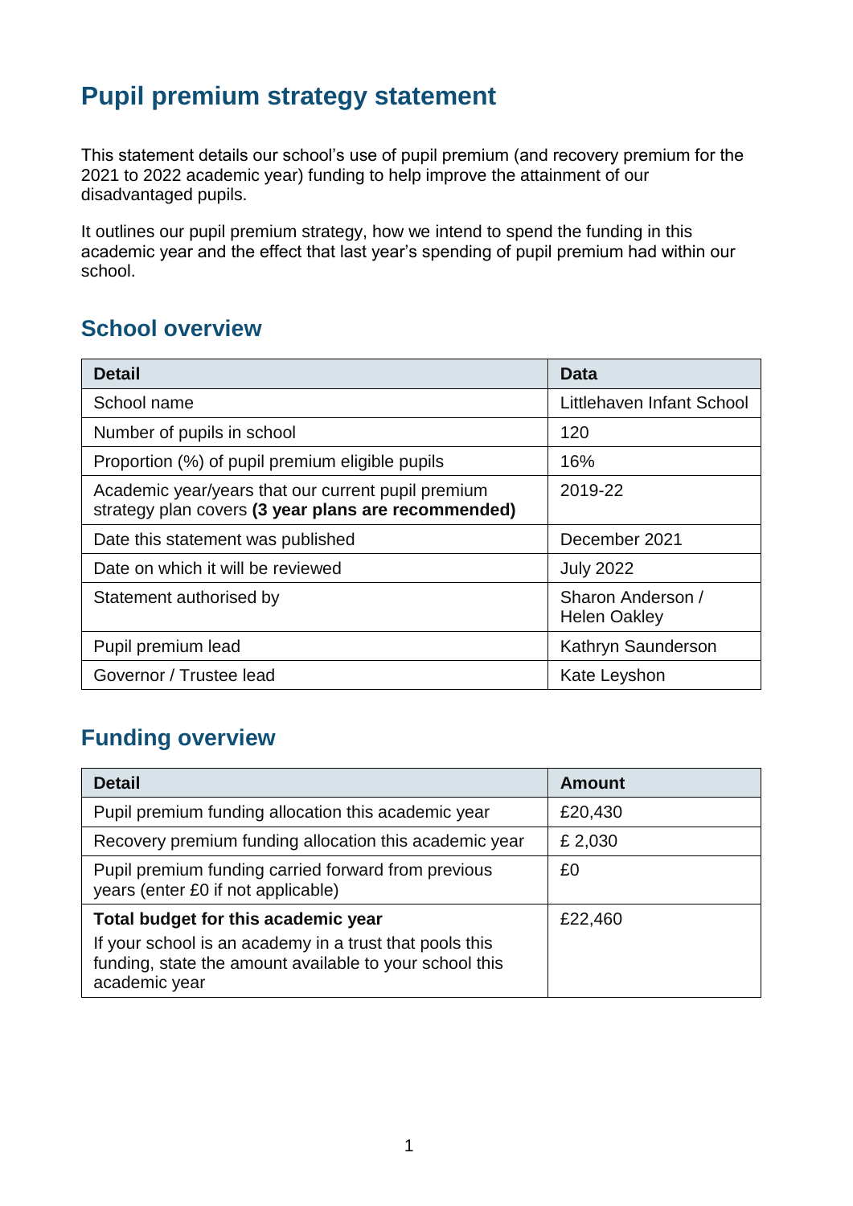# Pupil premium strategy statement

This statement details our school's use of pupil premium (and recovery premium for the 2021 to 2022 academic year) funding to help improve the attainment of our disadvantaged pupils.

It outlines our pupil premium strategy, how we intend to spend the funding in this academic year and the effect that last year's spending of pupil premium had within our school.

## School overview

| Detail | Data |
|---|---|
| School name | Littlehaven Infant School |
| Number of pupils in school | 120 |
| Proportion (%) of pupil premium eligible pupils | 16% |
| Academic year/years that our current pupil premium strategy plan covers **(3 year plans are recommended)** | 2019-22 |
| Date this statement was published | December 2021 |
| Date on which it will be reviewed | July 2022 |
| Statement authorised by | Sharon Anderson / Helen Oakley |
| Pupil premium lead | Kathryn Saunderson |
| Governor / Trustee lead | Kate Leyshon |

## Funding overview

| Detail | Amount |
|---|---|
| Pupil premium funding allocation this academic year | £20,430 |
| Recovery premium funding allocation this academic year | £ 2,030 |
| Pupil premium funding carried forward from previous years (enter £0 if not applicable) | £0 |
| **Total budget for this academic year**<br>If your school is an academy in a trust that pools this funding, state the amount available to your school this academic year | £22,460 |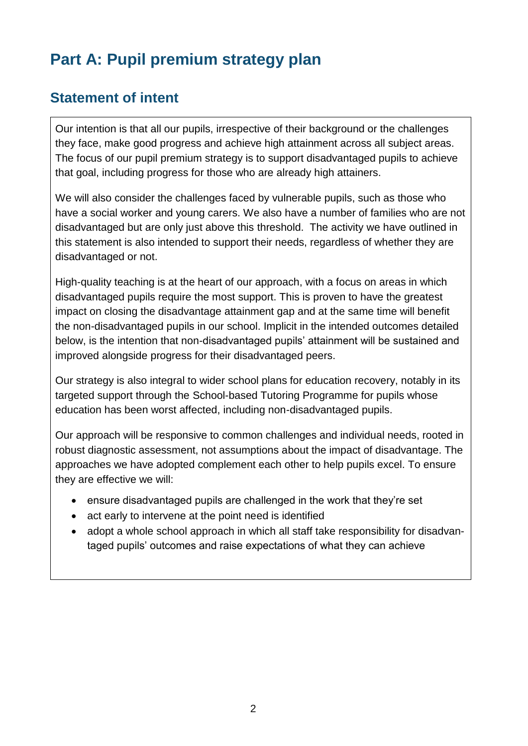# Part A: Pupil premium strategy plan

## Statement of intent

Our intention is that all our pupils, irrespective of their background or the challenges they face, make good progress and achieve high attainment across all subject areas. The focus of our pupil premium strategy is to support disadvantaged pupils to achieve that goal, including progress for those who are already high attainers.

We will also consider the challenges faced by vulnerable pupils, such as those who have a social worker and young carers. We also have a number of families who are not disadvantaged but are only just above this threshold. The activity we have outlined in this statement is also intended to support their needs, regardless of whether they are disadvantaged or not.

High-quality teaching is at the heart of our approach, with a focus on areas in which disadvantaged pupils require the most support. This is proven to have the greatest impact on closing the disadvantage attainment gap and at the same time will benefit the non-disadvantaged pupils in our school. Implicit in the intended outcomes detailed below, is the intention that non-disadvantaged pupils' attainment will be sustained and improved alongside progress for their disadvantaged peers.

Our strategy is also integral to wider school plans for education recovery, notably in its targeted support through the School-based Tutoring Programme for pupils whose education has been worst affected, including non-disadvantaged pupils.

Our approach will be responsive to common challenges and individual needs, rooted in robust diagnostic assessment, not assumptions about the impact of disadvantage. The approaches we have adopted complement each other to help pupils excel. To ensure they are effective we will:

- ensure disadvantaged pupils are challenged in the work that they're set
- act early to intervene at the point need is identified
- adopt a whole school approach in which all staff take responsibility for disadvantaged pupils' outcomes and raise expectations of what they can achieve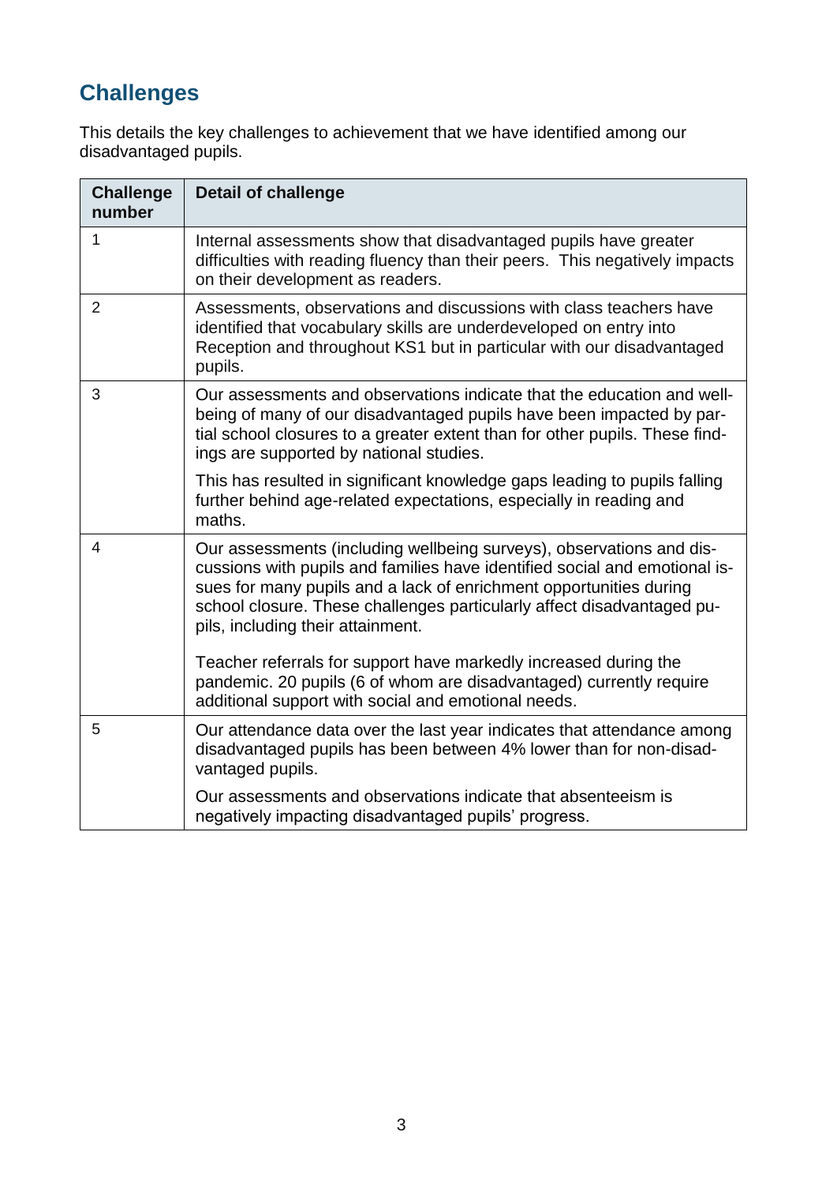## Challenges

This details the key challenges to achievement that we have identified among our disadvantaged pupils.

| Challenge number | Detail of challenge |
| --- | --- |
| 1 | Internal assessments show that disadvantaged pupils have greater difficulties with reading fluency than their peers. This negatively impacts on their development as readers. |
| 2 | Assessments, observations and discussions with class teachers have identified that vocabulary skills are underdeveloped on entry into Reception and throughout KS1 but in particular with our disadvantaged pupils. |
| 3 | Our assessments and observations indicate that the education and well-being of many of our disadvantaged pupils have been impacted by partial school closures to a greater extent than for other pupils. These findings are supported by national studies.<br><br>This has resulted in significant knowledge gaps leading to pupils falling further behind age-related expectations, especially in reading and maths. |
| 4 | Our assessments (including wellbeing surveys), observations and discussions with pupils and families have identified social and emotional issues for many pupils and a lack of enrichment opportunities during school closure. These challenges particularly affect disadvantaged pupils, including their attainment.<br><br>Teacher referrals for support have markedly increased during the pandemic. 20 pupils (6 of whom are disadvantaged) currently require additional support with social and emotional needs. |
| 5 | Our attendance data over the last year indicates that attendance among disadvantaged pupils has been between 4% lower than for non-disadvantaged pupils.<br><br>Our assessments and observations indicate that absenteeism is negatively impacting disadvantaged pupils' progress. |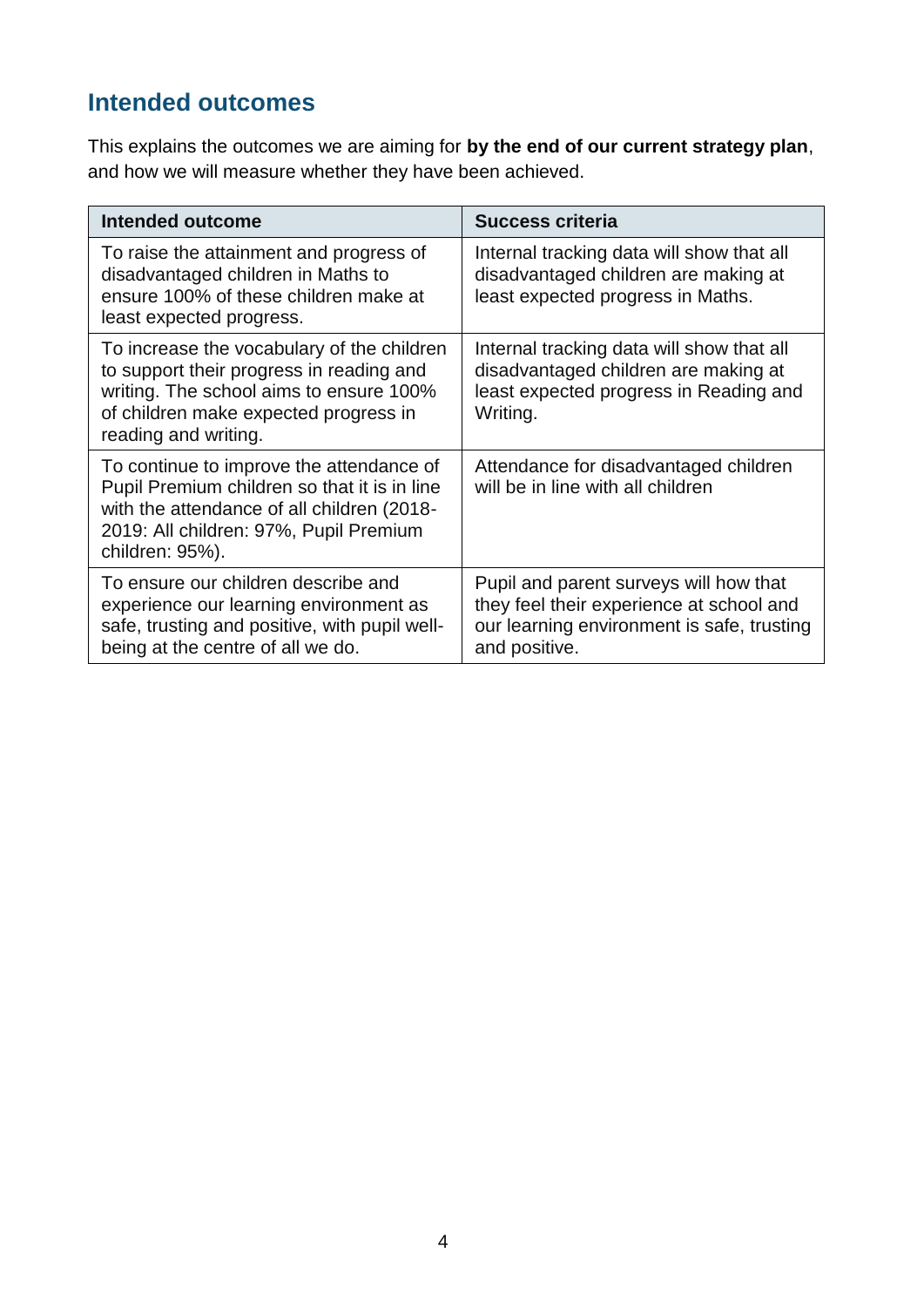## Intended outcomes

This explains the outcomes we are aiming for **by the end of our current strategy plan**, and how we will measure whether they have been achieved.

| Intended outcome | Success criteria |
| --- | --- |
| To raise the attainment and progress of disadvantaged children in Maths to ensure 100% of these children make at least expected progress. | Internal tracking data will show that all disadvantaged children are making at least expected progress in Maths. |
| To increase the vocabulary of the children to support their progress in reading and writing. The school aims to ensure 100% of children make expected progress in reading and writing. | Internal tracking data will show that all disadvantaged children are making at least expected progress in Reading and Writing. |
| To continue to improve the attendance of Pupil Premium children so that it is in line with the attendance of all children (2018-2019: All children: 97%, Pupil Premium children: 95%). | Attendance for disadvantaged children will be in line with all children |
| To ensure our children describe and experience our learning environment as safe, trusting and positive, with pupil well-being at the centre of all we do. | Pupil and parent surveys will how that they feel their experience at school and our learning environment is safe, trusting and positive. |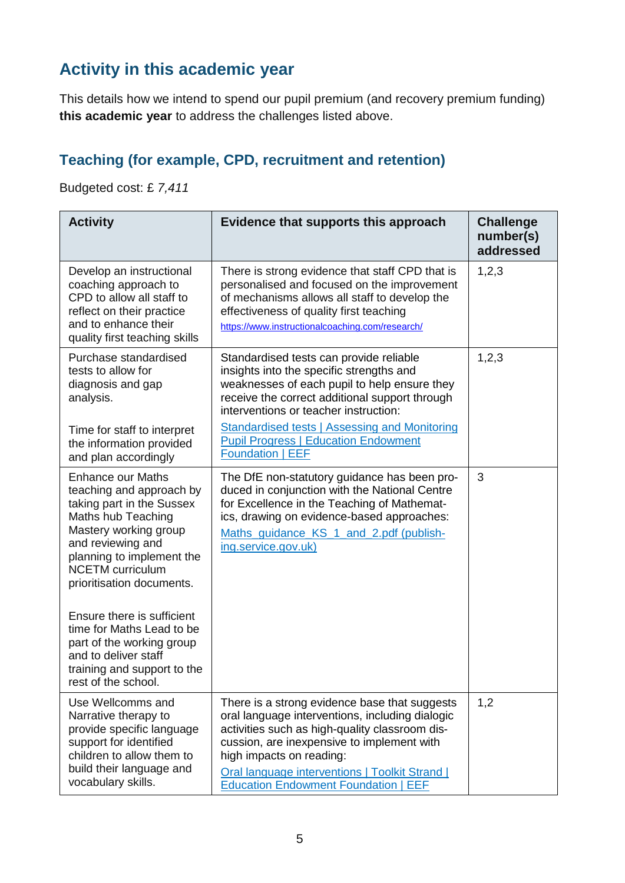## Activity in this academic year

This details how we intend to spend our pupil premium (and recovery premium funding) **this academic year** to address the challenges listed above.

### Teaching (for example, CPD, recruitment and retention)

Budgeted cost: £ *7,411*

| Activity | Evidence that supports this approach | Challenge number(s) addressed |
|---|---|---|
| Develop an instructional coaching approach to CPD to allow all staff to reflect on their practice and to enhance their quality first teaching skills | There is strong evidence that staff CPD that is personalised and focused on the improvement of mechanisms allows all staff to develop the effectiveness of quality first teaching<br>https://www.instructionalcoaching.com/research/ | 1,2,3 |
| Purchase standardised tests to allow for diagnosis and gap analysis.<br><br>Time for staff to interpret the information provided and plan accordingly | Standardised tests can provide reliable insights into the specific strengths and weaknesses of each pupil to help ensure they receive the correct additional support through interventions or teacher instruction:<br>Standardised tests \| Assessing and Monitoring Pupil Progress \| Education Endowment Foundation \| EEF | 1,2,3 |
| Enhance our Maths teaching and approach by taking part in the Sussex Maths hub Teaching Mastery working group and reviewing and planning to implement the NCETM curriculum prioritisation documents.<br><br>Ensure there is sufficient time for Maths Lead to be part of the working group and to deliver staff training and support to the rest of the school. | The DfE non-statutory guidance has been produced in conjunction with the National Centre for Excellence in the Teaching of Mathematics, drawing on evidence-based approaches:<br>Maths_guidance_KS_1_and_2.pdf (publishing.service.gov.uk) | 3 |
| Use Wellcomms and Narrative therapy to provide specific language support for identified children to allow them to build their language and vocabulary skills. | There is a strong evidence base that suggests oral language interventions, including dialogic activities such as high-quality classroom discussion, are inexpensive to implement with high impacts on reading:<br>Oral language interventions \| Toolkit Strand \| Education Endowment Foundation \| EEF | 1,2 |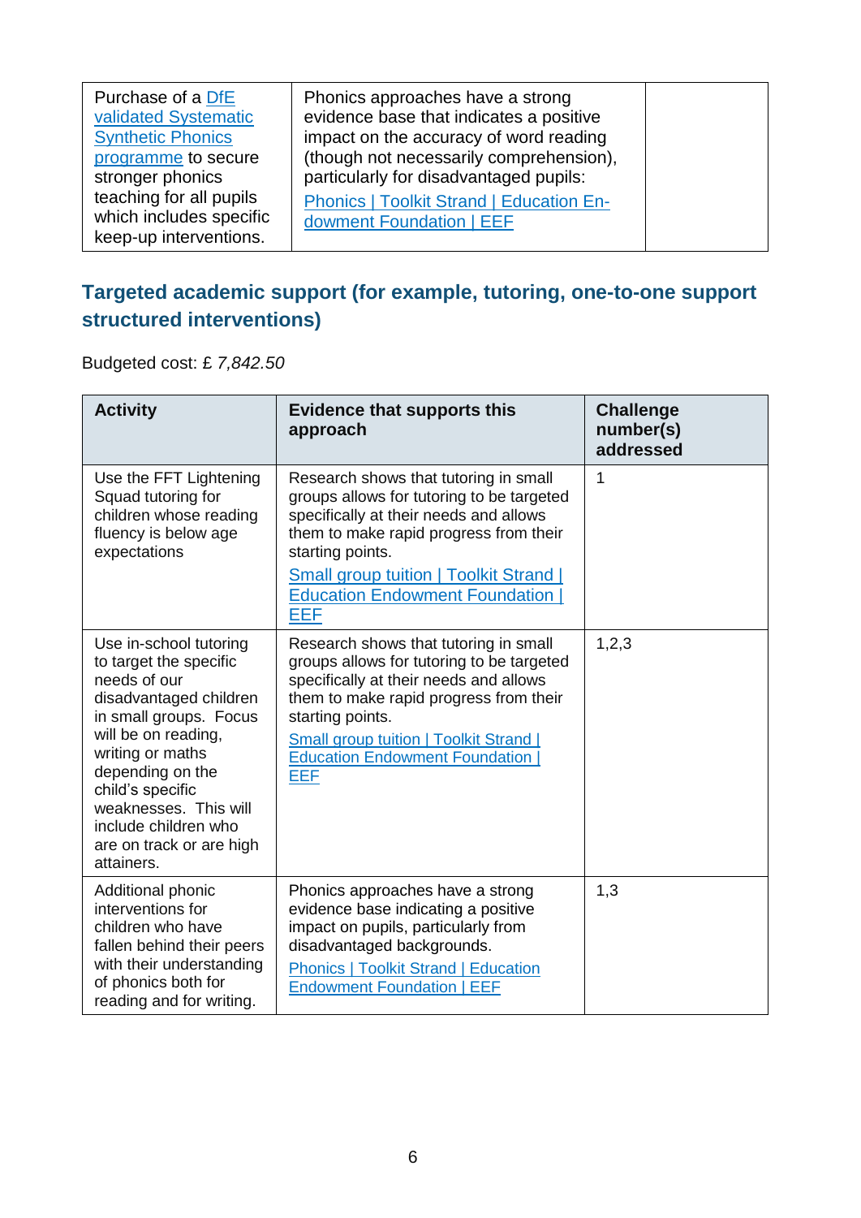| Purchase of a DfE validated Systematic Synthetic Phonics programme to secure stronger phonics teaching for all pupils which includes specific keep-up interventions. | Phonics approaches have a strong evidence base that indicates a positive impact on the accuracy of word reading (though not necessarily comprehension), particularly for disadvantaged pupils: Phonics \| Toolkit Strand \| Education Endowment Foundation \| EEF | |
|---|---|---|

## Targeted academic support (for example, tutoring, one-to-one support structured interventions)

Budgeted cost: £ *7,842.50*

| Activity | Evidence that supports this approach | Challenge number(s) addressed |
|---|---|---|
| Use the FFT Lightening Squad tutoring for children whose reading fluency is below age expectations | Research shows that tutoring in small groups allows for tutoring to be targeted specifically at their needs and allows them to make rapid progress from their starting points. Small group tuition \| Toolkit Strand \| Education Endowment Foundation \| EEF | 1 |
| Use in-school tutoring to target the specific needs of our disadvantaged children in small groups. Focus will be on reading, writing or maths depending on the child's specific weaknesses. This will include children who are on track or are high attainers. | Research shows that tutoring in small groups allows for tutoring to be targeted specifically at their needs and allows them to make rapid progress from their starting points. Small group tuition \| Toolkit Strand \| Education Endowment Foundation \| EEF | 1,2,3 |
| Additional phonic interventions for children who have fallen behind their peers with their understanding of phonics both for reading and for writing. | Phonics approaches have a strong evidence base indicating a positive impact on pupils, particularly from disadvantaged backgrounds. Phonics \| Toolkit Strand \| Education Endowment Foundation \| EEF | 1,3 |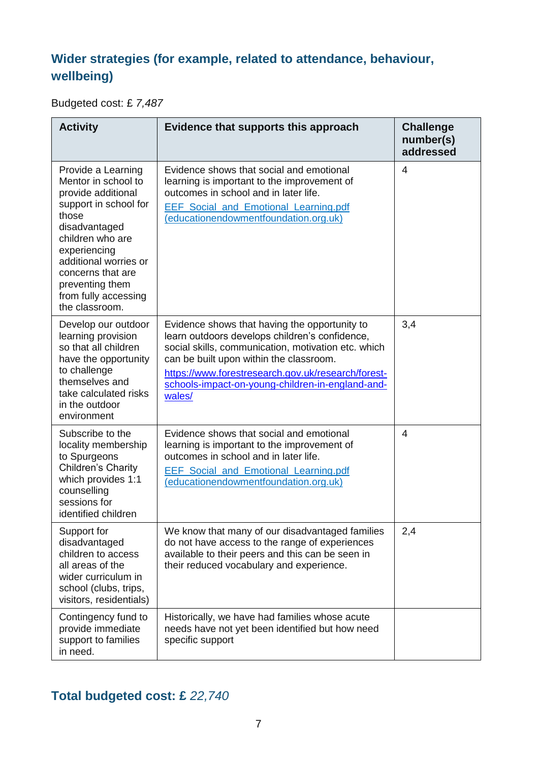## Wider strategies (for example, related to attendance, behaviour, wellbeing)

Budgeted cost: £ *7,487*

| Activity | Evidence that supports this approach | Challenge number(s) addressed |
|---|---|---|
| Provide a Learning Mentor in school to provide additional support in school for those disadvantaged children who are experiencing additional worries or concerns that are preventing them from fully accessing the classroom. | Evidence shows that social and emotional learning is important to the improvement of outcomes in school and in later life. [EEF_Social_and_Emotional_Learning.pdf (educationendowmentfoundation.org.uk)](EEF_Social_and_Emotional_Learning.pdf) | 4 |
| Develop our outdoor learning provision so that all children have the opportunity to challenge themselves and take calculated risks in the outdoor environment | Evidence shows that having the opportunity to learn outdoors develops children's confidence, social skills, communication, motivation etc. which can be built upon within the classroom. https://www.forestresearch.gov.uk/research/forest-schools-impact-on-young-children-in-england-and-wales/ | 3,4 |
| Subscribe to the locality membership to Spurgeons Children's Charity which provides 1:1 counselling sessions for identified children | Evidence shows that social and emotional learning is important to the improvement of outcomes in school and in later life. [EEF_Social_and_Emotional_Learning.pdf (educationendowmentfoundation.org.uk)](EEF_Social_and_Emotional_Learning.pdf) | 4 |
| Support for disadvantaged children to access all areas of the wider curriculum in school (clubs, trips, visitors, residentials) | We know that many of our disadvantaged families do not have access to the range of experiences available to their peers and this can be seen in their reduced vocabulary and experience. | 2,4 |
| Contingency fund to provide immediate support to families in need. | Historically, we have had families whose acute needs have not yet been identified but how need specific support | |

## Total budgeted cost: £ *22,740*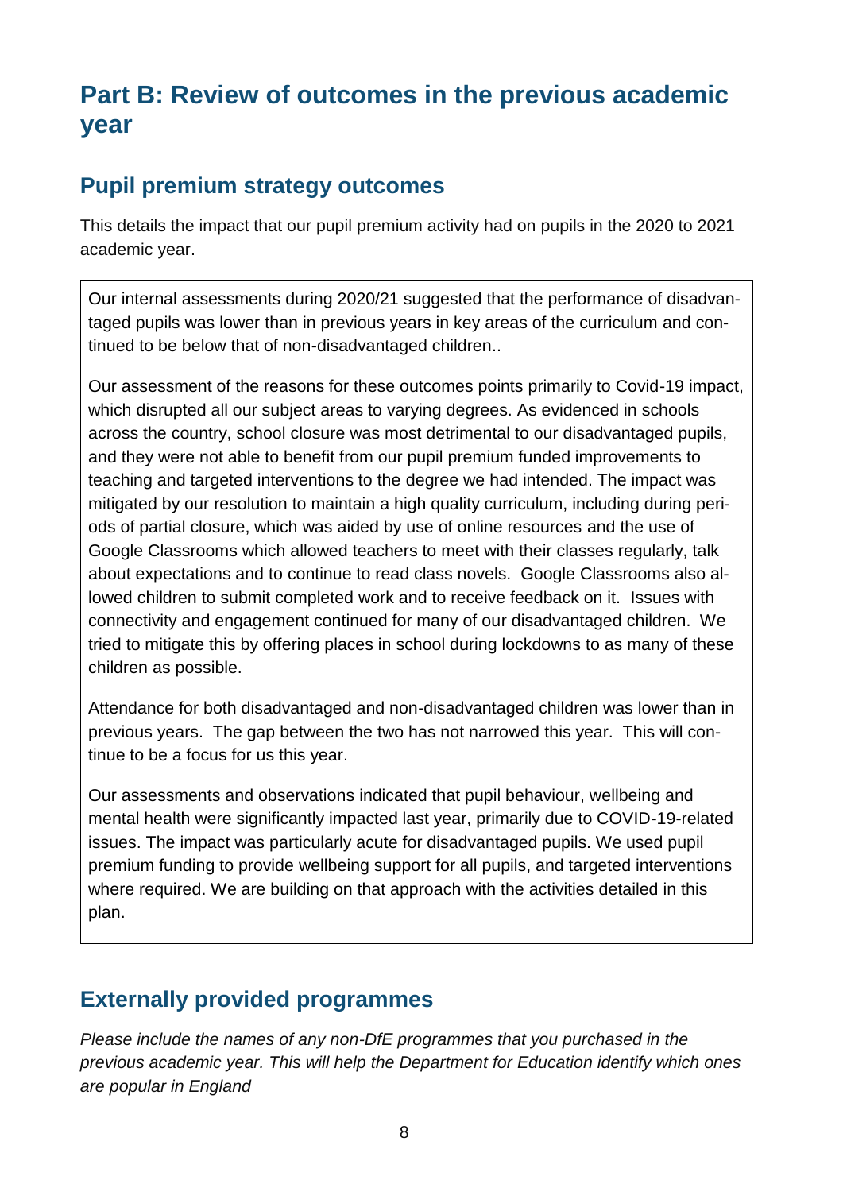# Part B: Review of outcomes in the previous academic year

## Pupil premium strategy outcomes

This details the impact that our pupil premium activity had on pupils in the 2020 to 2021 academic year.

Our internal assessments during 2020/21 suggested that the performance of disadvantaged pupils was lower than in previous years in key areas of the curriculum and continued to be below that of non-disadvantaged children..

Our assessment of the reasons for these outcomes points primarily to Covid-19 impact, which disrupted all our subject areas to varying degrees. As evidenced in schools across the country, school closure was most detrimental to our disadvantaged pupils, and they were not able to benefit from our pupil premium funded improvements to teaching and targeted interventions to the degree we had intended. The impact was mitigated by our resolution to maintain a high quality curriculum, including during periods of partial closure, which was aided by use of online resources and the use of Google Classrooms which allowed teachers to meet with their classes regularly, talk about expectations and to continue to read class novels. Google Classrooms also allowed children to submit completed work and to receive feedback on it. Issues with connectivity and engagement continued for many of our disadvantaged children. We tried to mitigate this by offering places in school during lockdowns to as many of these children as possible.

Attendance for both disadvantaged and non-disadvantaged children was lower than in previous years. The gap between the two has not narrowed this year. This will continue to be a focus for us this year.

Our assessments and observations indicated that pupil behaviour, wellbeing and mental health were significantly impacted last year, primarily due to COVID-19-related issues. The impact was particularly acute for disadvantaged pupils. We used pupil premium funding to provide wellbeing support for all pupils, and targeted interventions where required. We are building on that approach with the activities detailed in this plan.

## Externally provided programmes

*Please include the names of any non-DfE programmes that you purchased in the previous academic year. This will help the Department for Education identify which ones are popular in England*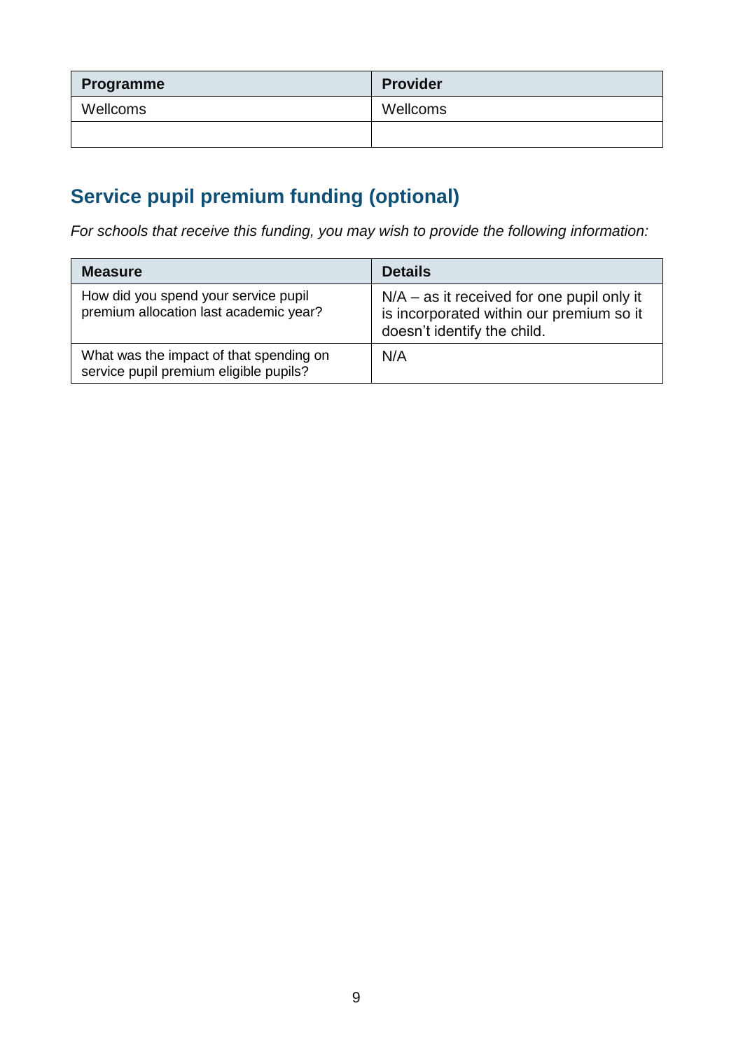| Programme | Provider |
|---|---|
| Wellcoms | Wellcoms |
| | |

## Service pupil premium funding (optional)

*For schools that receive this funding, you may wish to provide the following information:*

| Measure | Details |
|---|---|
| How did you spend your service pupil premium allocation last academic year? | N/A – as it received for one pupil only it is incorporated within our premium so it doesn't identify the child. |
| What was the impact of that spending on service pupil premium eligible pupils? | N/A |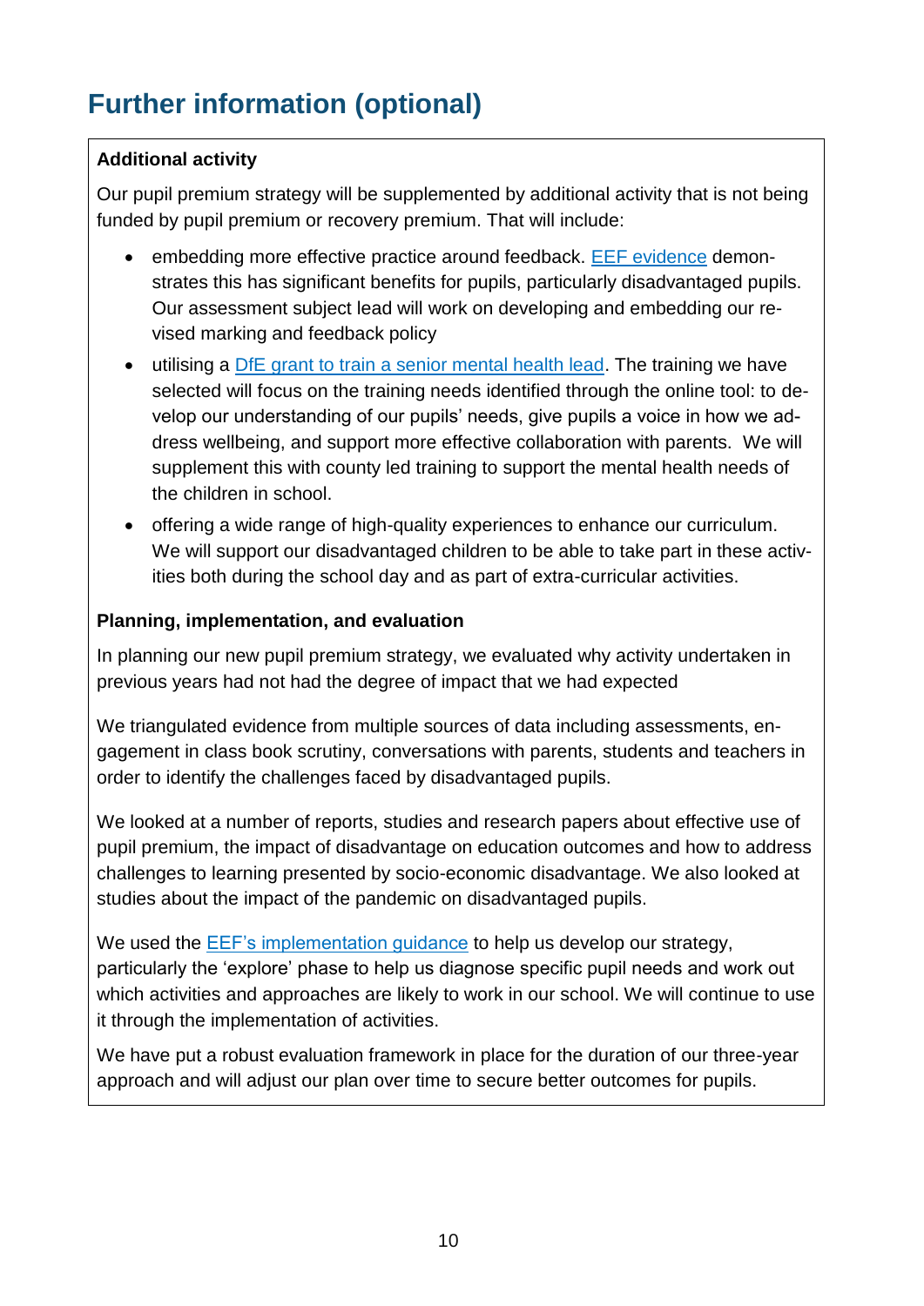# Further information (optional)

**Additional activity**

Our pupil premium strategy will be supplemented by additional activity that is not being funded by pupil premium or recovery premium. That will include:

- embedding more effective practice around feedback. [EEF evidence] demonstrates this has significant benefits for pupils, particularly disadvantaged pupils. Our assessment subject lead will work on developing and embedding our revised marking and feedback policy
- utilising a [DfE grant to train a senior mental health lead]. The training we have selected will focus on the training needs identified through the online tool: to develop our understanding of our pupils' needs, give pupils a voice in how we address wellbeing, and support more effective collaboration with parents. We will supplement this with county led training to support the mental health needs of the children in school.
- offering a wide range of high-quality experiences to enhance our curriculum. We will support our disadvantaged children to be able to take part in these activities both during the school day and as part of extra-curricular activities.

**Planning, implementation, and evaluation**

In planning our new pupil premium strategy, we evaluated why activity undertaken in previous years had not had the degree of impact that we had expected

We triangulated evidence from multiple sources of data including assessments, engagement in class book scrutiny, conversations with parents, students and teachers in order to identify the challenges faced by disadvantaged pupils.

We looked at a number of reports, studies and research papers about effective use of pupil premium, the impact of disadvantage on education outcomes and how to address challenges to learning presented by socio-economic disadvantage. We also looked at studies about the impact of the pandemic on disadvantaged pupils.

We used the [EEF's implementation guidance] to help us develop our strategy, particularly the 'explore' phase to help us diagnose specific pupil needs and work out which activities and approaches are likely to work in our school. We will continue to use it through the implementation of activities.

We have put a robust evaluation framework in place for the duration of our three-year approach and will adjust our plan over time to secure better outcomes for pupils.